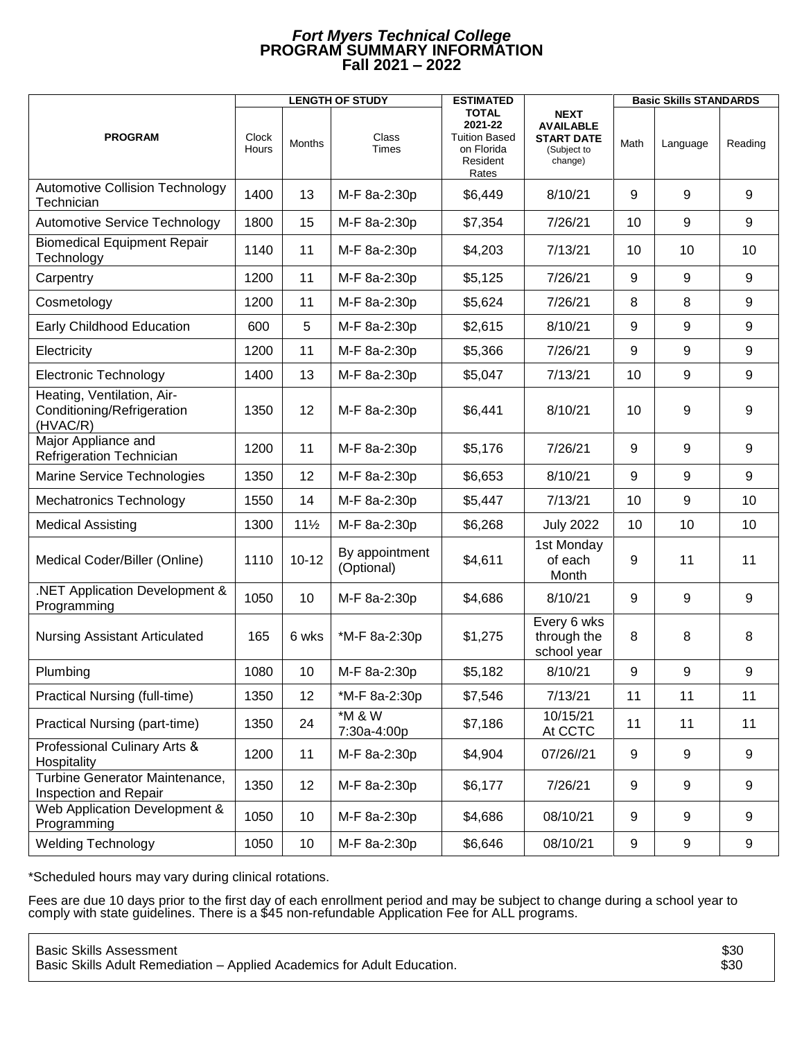# *Fort Myers Technical College*
## PROGRAM SUMMARY INFORMATION
## Fall 2021 – 2022

| PROGRAM | LENGTH OF STUDY | | | ESTIMATED TOTAL 2021-22 Tuition Based on Florida Resident Rates | NEXT AVAILABLE START DATE (Subject to change) | Basic Skills STANDARDS | | |
|---|---|---|---|---|---|---|---|---|
| | Clock Hours | Months | Class Times | | | Math | Language | Reading |
| Automotive Collision Technology Technician | 1400 | 13 | M-F 8a-2:30p | $6,449 | 8/10/21 | 9 | 9 | 9 |
| Automotive Service Technology | 1800 | 15 | M-F 8a-2:30p | $7,354 | 7/26/21 | 10 | 9 | 9 |
| Biomedical Equipment Repair Technology | 1140 | 11 | M-F 8a-2:30p | $4,203 | 7/13/21 | 10 | 10 | 10 |
| Carpentry | 1200 | 11 | M-F 8a-2:30p | $5,125 | 7/26/21 | 9 | 9 | 9 |
| Cosmetology | 1200 | 11 | M-F 8a-2:30p | $5,624 | 7/26/21 | 8 | 8 | 9 |
| Early Childhood Education | 600 | 5 | M-F 8a-2:30p | $2,615 | 8/10/21 | 9 | 9 | 9 |
| Electricity | 1200 | 11 | M-F 8a-2:30p | $5,366 | 7/26/21 | 9 | 9 | 9 |
| Electronic Technology | 1400 | 13 | M-F 8a-2:30p | $5,047 | 7/13/21 | 10 | 9 | 9 |
| Heating, Ventilation, Air-Conditioning/Refrigeration (HVAC/R) | 1350 | 12 | M-F 8a-2:30p | $6,441 | 8/10/21 | 10 | 9 | 9 |
| Major Appliance and Refrigeration Technician | 1200 | 11 | M-F 8a-2:30p | $5,176 | 7/26/21 | 9 | 9 | 9 |
| Marine Service Technologies | 1350 | 12 | M-F 8a-2:30p | $6,653 | 8/10/21 | 9 | 9 | 9 |
| Mechatronics Technology | 1550 | 14 | M-F 8a-2:30p | $5,447 | 7/13/21 | 10 | 9 | 10 |
| Medical Assisting | 1300 | 11½ | M-F 8a-2:30p | $6,268 | July 2022 | 10 | 10 | 10 |
| Medical Coder/Biller (Online) | 1110 | 10-12 | By appointment (Optional) | $4,611 | 1st Monday of each Month | 9 | 11 | 11 |
| .NET Application Development & Programming | 1050 | 10 | M-F 8a-2:30p | $4,686 | 8/10/21 | 9 | 9 | 9 |
| Nursing Assistant Articulated | 165 | 6 wks | *M-F 8a-2:30p | $1,275 | Every 6 wks through the school year | 8 | 8 | 8 |
| Plumbing | 1080 | 10 | M-F 8a-2:30p | $5,182 | 8/10/21 | 9 | 9 | 9 |
| Practical Nursing (full-time) | 1350 | 12 | *M-F 8a-2:30p | $7,546 | 7/13/21 | 11 | 11 | 11 |
| Practical Nursing (part-time) | 1350 | 24 | *M & W 7:30a-4:00p | $7,186 | 10/15/21 At CCTC | 11 | 11 | 11 |
| Professional Culinary Arts & Hospitality | 1200 | 11 | M-F 8a-2:30p | $4,904 | 07/26//21 | 9 | 9 | 9 |
| Turbine Generator Maintenance, Inspection and Repair | 1350 | 12 | M-F 8a-2:30p | $6,177 | 7/26/21 | 9 | 9 | 9 |
| Web Application Development & Programming | 1050 | 10 | M-F 8a-2:30p | $4,686 | 08/10/21 | 9 | 9 | 9 |
| Welding Technology | 1050 | 10 | M-F 8a-2:30p | $6,646 | 08/10/21 | 9 | 9 | 9 |

*Scheduled hours may vary during clinical rotations.

Fees are due 10 days prior to the first day of each enrollment period and may be subject to change during a school year to comply with state guidelines. There is a $45 non-refundable Application Fee for ALL programs.

| | |
|---|---|
| Basic Skills Assessment | $30 |
| Basic Skills Adult Remediation – Applied Academics for Adult Education. | $30 |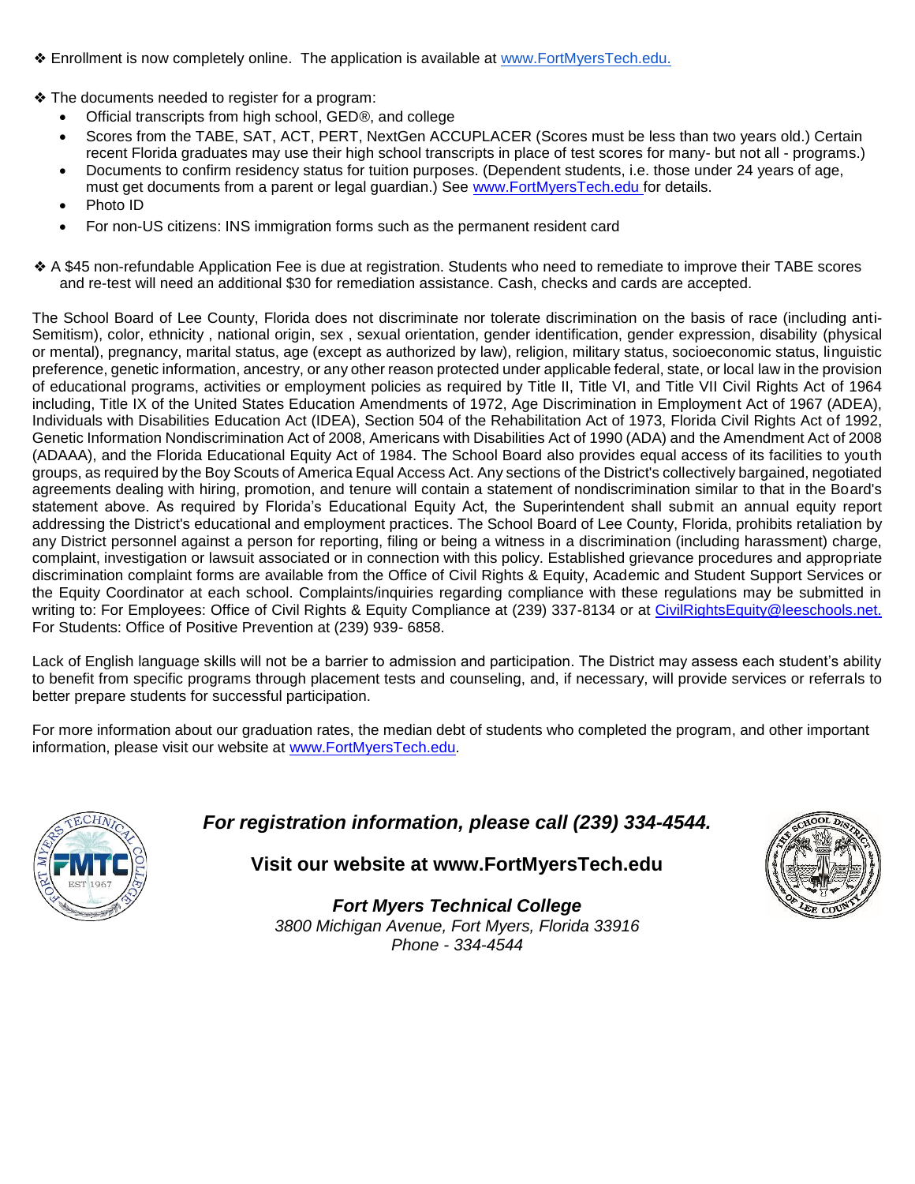❖ Enrollment is now completely online. The application is available at www.FortMyersTech.edu.

❖ The documents needed to register for a program:

- Official transcripts from high school, GED®, and college
- Scores from the TABE, SAT, ACT, PERT, NextGen ACCUPLACER (Scores must be less than two years old.) Certain recent Florida graduates may use their high school transcripts in place of test scores for many- but not all - programs.)
- Documents to confirm residency status for tuition purposes. (Dependent students, i.e. those under 24 years of age, must get documents from a parent or legal guardian.) See www.FortMyersTech.edu for details.
- Photo ID
- For non-US citizens: INS immigration forms such as the permanent resident card

❖ A $45 non-refundable Application Fee is due at registration. Students who need to remediate to improve their TABE scores and re-test will need an additional $30 for remediation assistance. Cash, checks and cards are accepted.

The School Board of Lee County, Florida does not discriminate nor tolerate discrimination on the basis of race (including anti-Semitism), color, ethnicity , national origin, sex , sexual orientation, gender identification, gender expression, disability (physical or mental), pregnancy, marital status, age (except as authorized by law), religion, military status, socioeconomic status, linguistic preference, genetic information, ancestry, or any other reason protected under applicable federal, state, or local law in the provision of educational programs, activities or employment policies as required by Title II, Title VI, and Title VII Civil Rights Act of 1964 including, Title IX of the United States Education Amendments of 1972, Age Discrimination in Employment Act of 1967 (ADEA), Individuals with Disabilities Education Act (IDEA), Section 504 of the Rehabilitation Act of 1973, Florida Civil Rights Act of 1992, Genetic Information Nondiscrimination Act of 2008, Americans with Disabilities Act of 1990 (ADA) and the Amendment Act of 2008 (ADAAA), and the Florida Educational Equity Act of 1984. The School Board also provides equal access of its facilities to youth groups, as required by the Boy Scouts of America Equal Access Act. Any sections of the District's collectively bargained, negotiated agreements dealing with hiring, promotion, and tenure will contain a statement of nondiscrimination similar to that in the Board's statement above. As required by Florida's Educational Equity Act, the Superintendent shall submit an annual equity report addressing the District's educational and employment practices. The School Board of Lee County, Florida, prohibits retaliation by any District personnel against a person for reporting, filing or being a witness in a discrimination (including harassment) charge, complaint, investigation or lawsuit associated or in connection with this policy. Established grievance procedures and appropriate discrimination complaint forms are available from the Office of Civil Rights & Equity, Academic and Student Support Services or the Equity Coordinator at each school. Complaints/inquiries regarding compliance with these regulations may be submitted in writing to: For Employees: Office of Civil Rights & Equity Compliance at (239) 337-8134 or at CivilRightsEquity@leeschools.net. For Students: Office of Positive Prevention at (239) 939- 6858.

Lack of English language skills will not be a barrier to admission and participation. The District may assess each student's ability to benefit from specific programs through placement tests and counseling, and, if necessary, will provide services or referrals to better prepare students for successful participation.

For more information about our graduation rates, the median debt of students who completed the program, and other important information, please visit our website at www.FortMyersTech.edu.

***For registration information, please call (239) 334-4544.***

**Visit our website at www.FortMyersTech.edu**

***Fort Myers Technical College***

*3800 Michigan Avenue, Fort Myers, Florida 33916*

*Phone - 334-4544*